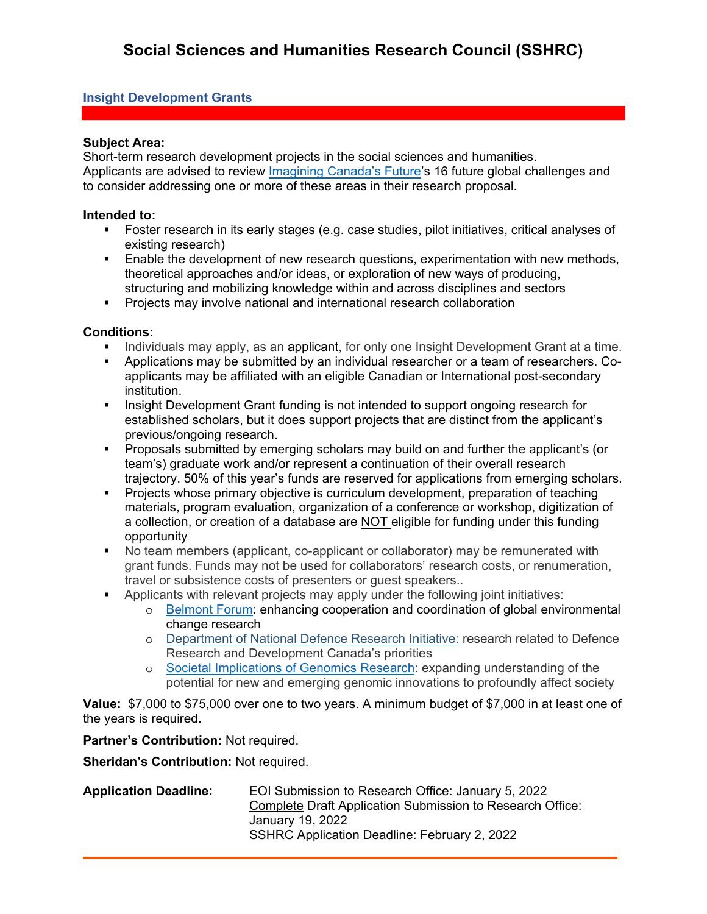# Social Sciences and Humanities Research Council (SSHRC)

## Insight Development Grants

**Subject Area:**
Short-term research development projects in the social sciences and humanities.
Applicants are advised to review Imagining Canada's Future's 16 future global challenges and to consider addressing one or more of these areas in their research proposal.

**Intended to:**

- Foster research in its early stages (e.g. case studies, pilot initiatives, critical analyses of existing research)
- Enable the development of new research questions, experimentation with new methods, theoretical approaches and/or ideas, or exploration of new ways of producing, structuring and mobilizing knowledge within and across disciplines and sectors
- Projects may involve national and international research collaboration

**Conditions:**

- Individuals may apply, as an applicant, for only one Insight Development Grant at a time.
- Applications may be submitted by an individual researcher or a team of researchers. Co-applicants may be affiliated with an eligible Canadian or International post-secondary institution.
- Insight Development Grant funding is not intended to support ongoing research for established scholars, but it does support projects that are distinct from the applicant's previous/ongoing research.
- Proposals submitted by emerging scholars may build on and further the applicant's (or team's) graduate work and/or represent a continuation of their overall research trajectory. 50% of this year's funds are reserved for applications from emerging scholars.
- Projects whose primary objective is curriculum development, preparation of teaching materials, program evaluation, organization of a conference or workshop, digitization of a collection, or creation of a database are NOT eligible for funding under this funding opportunity
- No team members (applicant, co-applicant or collaborator) may be remunerated with grant funds. Funds may not be used for collaborators' research costs, or renumeration, travel or subsistence costs of presenters or guest speakers..
- Applicants with relevant projects may apply under the following joint initiatives:
  - Belmont Forum: enhancing cooperation and coordination of global environmental change research
  - Department of National Defence Research Initiative: research related to Defence Research and Development Canada's priorities
  - Societal Implications of Genomics Research: expanding understanding of the potential for new and emerging genomic innovations to profoundly affect society

**Value:** $7,000 to $75,000 over one to two years. A minimum budget of $7,000 in at least one of the years is required.

**Partner's Contribution:** Not required.

**Sheridan's Contribution:** Not required.

**Application Deadline:**
EOI Submission to Research Office: January 5, 2022
Complete Draft Application Submission to Research Office: January 19, 2022
SSHRC Application Deadline: February 2, 2022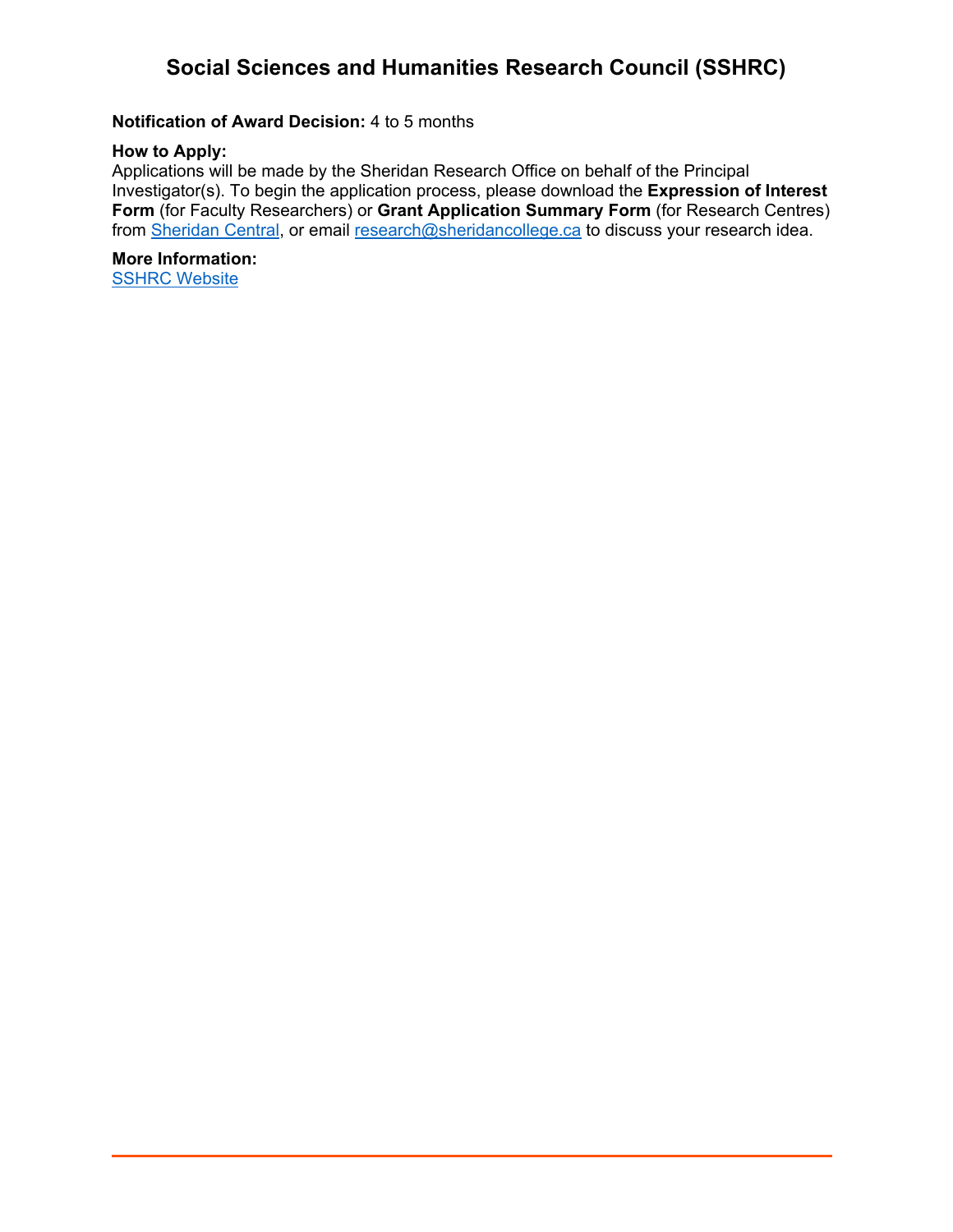# Social Sciences and Humanities Research Council (SSHRC)

**Notification of Award Decision:** 4 to 5 months

**How to Apply:**
Applications will be made by the Sheridan Research Office on behalf of the Principal Investigator(s). To begin the application process, please download the **Expression of Interest Form** (for Faculty Researchers) or **Grant Application Summary Form** (for Research Centres) from Sheridan Central, or email research@sheridancollege.ca to discuss your research idea.

**More Information:**
SSHRC Website